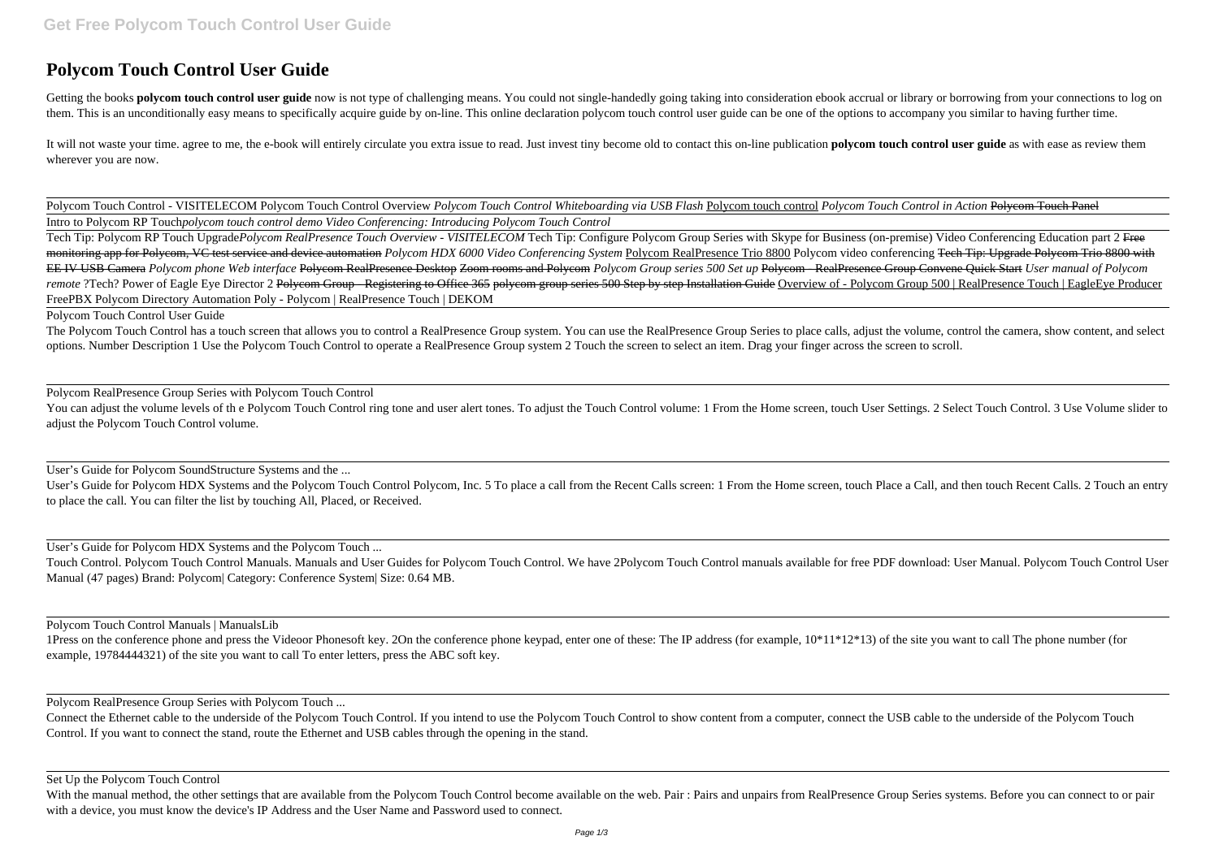# Polycom Touch Control User Guide

Getting the books **polycom touch control user guide** now is not type of challenging means. You could not single-handedly going taking into consideration ebook accrual or library or borrowing from your connections to log on them. This is an unconditionally easy means to specifically acquire guide by on-line. This online declaration polycom touch control user guide can be one of the options to accompany you similar to having further time.

It will not waste your time. agree to me, the e-book will entirely circulate you extra issue to read. Just invest tiny become old to contact this on-line publication **polycom touch control user guide** as with ease as review them wherever you are now.

Polycom Touch Control - VISITELECOM Polycom Touch Control Overview *Polycom Touch Control Whiteboarding via USB Flash* Polycom touch control *Polycom Touch Control in Action* ~~Polycom Touch Panel~~

Intro to Polycom RP Touch*polycom touch control demo Video Conferencing: Introducing Polycom Touch Control*

Tech Tip: Polycom RP Touch Upgrade*Polycom RealPresence Touch Overview - VISITELECOM* Tech Tip: Configure Polycom Group Series with Skype for Business (on-premise) Video Conferencing Education part 2 ~~Free monitoring app for Polycom, VC test service and device automation~~ *Polycom HDX 6000 Video Conferencing System* Polycom RealPresence Trio 8800 Polycom video conferencing ~~Tech Tip: Upgrade Polycom Trio 8800 with EE IV USB Camera~~ *Polycom phone Web interface* ~~Polycom RealPresence Desktop~~ ~~Zoom rooms and Polycom~~ *Polycom Group series 500 Set up* ~~Polycom - RealPresence Group Convene Quick Start~~ *User manual of Polycom remote* ?Tech? Power of Eagle Eye Director 2 ~~Polycom Group - Registering to Office 365~~ ~~polycom group series 500 Step by step Installation Guide~~ Overview of - Polycom Group 500 | RealPresence Touch | EagleEye Producer FreePBX Polycom Directory Automation Poly - Polycom | RealPresence Touch | DEKOM

Polycom Touch Control User Guide

The Polycom Touch Control has a touch screen that allows you to control a RealPresence Group system. You can use the RealPresence Group Series to place calls, adjust the volume, control the camera, show content, and select options. Number Description 1 Use the Polycom Touch Control to operate a RealPresence Group system 2 Touch the screen to select an item. Drag your finger across the screen to scroll.

Polycom RealPresence Group Series with Polycom Touch Control

You can adjust the volume levels of th e Polycom Touch Control ring tone and user alert tones. To adjust the Touch Control volume: 1 From the Home screen, touch User Settings. 2 Select Touch Control. 3 Use Volume slider to adjust the Polycom Touch Control volume.

User's Guide for Polycom SoundStructure Systems and the ...

User's Guide for Polycom HDX Systems and the Polycom Touch Control Polycom, Inc. 5 To place a call from the Recent Calls screen: 1 From the Home screen, touch Place a Call, and then touch Recent Calls. 2 Touch an entry to place the call. You can filter the list by touching All, Placed, or Received.

User's Guide for Polycom HDX Systems and the Polycom Touch ...

Touch Control. Polycom Touch Control Manuals. Manuals and User Guides for Polycom Touch Control. We have 2Polycom Touch Control manuals available for free PDF download: User Manual. Polycom Touch Control User Manual (47 pages) Brand: Polycom| Category: Conference System| Size: 0.64 MB.

Polycom Touch Control Manuals | ManualsLib

1Press on the conference phone and press the Videoor Phonesoft key. 2On the conference phone keypad, enter one of these: The IP address (for example, 10*11*12*13) of the site you want to call The phone number (for example, 19784444321) of the site you want to call To enter letters, press the ABC soft key.

Polycom RealPresence Group Series with Polycom Touch ...

Connect the Ethernet cable to the underside of the Polycom Touch Control. If you intend to use the Polycom Touch Control to show content from a computer, connect the USB cable to the underside of the Polycom Touch Control. If you want to connect the stand, route the Ethernet and USB cables through the opening in the stand.

Set Up the Polycom Touch Control

With the manual method, the other settings that are available from the Polycom Touch Control become available on the web. Pair : Pairs and unpairs from RealPresence Group Series systems. Before you can connect to or pair with a device, you must know the device's IP Address and the User Name and Password used to connect.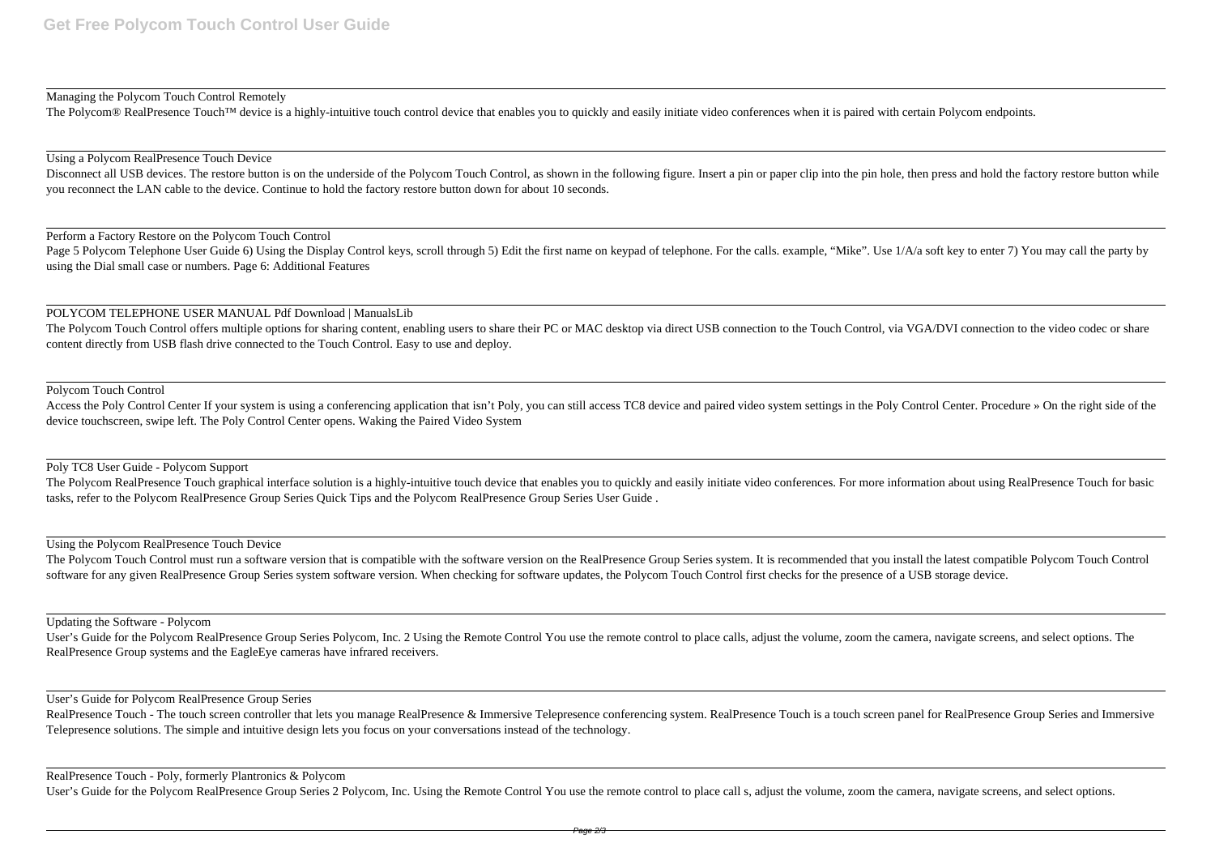Managing the Polycom Touch Control Remotely

The Polycom® RealPresence Touch™ device is a highly-intuitive touch control device that enables you to quickly and easily initiate video conferences when it is paired with certain Polycom endpoints.

Using a Polycom RealPresence Touch Device

Disconnect all USB devices. The restore button is on the underside of the Polycom Touch Control, as shown in the following figure. Insert a pin or paper clip into the pin hole, then press and hold the factory restore button while you reconnect the LAN cable to the device. Continue to hold the factory restore button down for about 10 seconds.

Perform a Factory Restore on the Polycom Touch Control

Page 5 Polycom Telephone User Guide 6) Using the Display Control keys, scroll through 5) Edit the first name on keypad of telephone. For the calls. example, "Mike". Use 1/A/a soft key to enter 7) You may call the party by using the Dial small case or numbers. Page 6: Additional Features

POLYCOM TELEPHONE USER MANUAL Pdf Download | ManualsLib

The Polycom Touch Control offers multiple options for sharing content, enabling users to share their PC or MAC desktop via direct USB connection to the Touch Control, via VGA/DVI connection to the video codec or share content directly from USB flash drive connected to the Touch Control. Easy to use and deploy.

Polycom Touch Control

Access the Poly Control Center If your system is using a conferencing application that isn't Poly, you can still access TC8 device and paired video system settings in the Poly Control Center. Procedure » On the right side of the device touchscreen, swipe left. The Poly Control Center opens. Waking the Paired Video System

Poly TC8 User Guide - Polycom Support

The Polycom RealPresence Touch graphical interface solution is a highly-intuitive touch device that enables you to quickly and easily initiate video conferences. For more information about using RealPresence Touch for basic tasks, refer to the Polycom RealPresence Group Series Quick Tips and the Polycom RealPresence Group Series User Guide .

Using the Polycom RealPresence Touch Device

The Polycom Touch Control must run a software version that is compatible with the software version on the RealPresence Group Series system. It is recommended that you install the latest compatible Polycom Touch Control software for any given RealPresence Group Series system software version. When checking for software updates, the Polycom Touch Control first checks for the presence of a USB storage device.

Updating the Software - Polycom

User's Guide for the Polycom RealPresence Group Series Polycom, Inc. 2 Using the Remote Control You use the remote control to place calls, adjust the volume, zoom the camera, navigate screens, and select options. The RealPresence Group systems and the EagleEye cameras have infrared receivers.

User's Guide for Polycom RealPresence Group Series

RealPresence Touch - The touch screen controller that lets you manage RealPresence & Immersive Telepresence conferencing system. RealPresence Touch is a touch screen panel for RealPresence Group Series and Immersive Telepresence solutions. The simple and intuitive design lets you focus on your conversations instead of the technology.

RealPresence Touch - Poly, formerly Plantronics & Polycom

User's Guide for the Polycom RealPresence Group Series 2 Polycom, Inc. Using the Remote Control You use the remote control to place call s, adjust the volume, zoom the camera, navigate screens, and select options.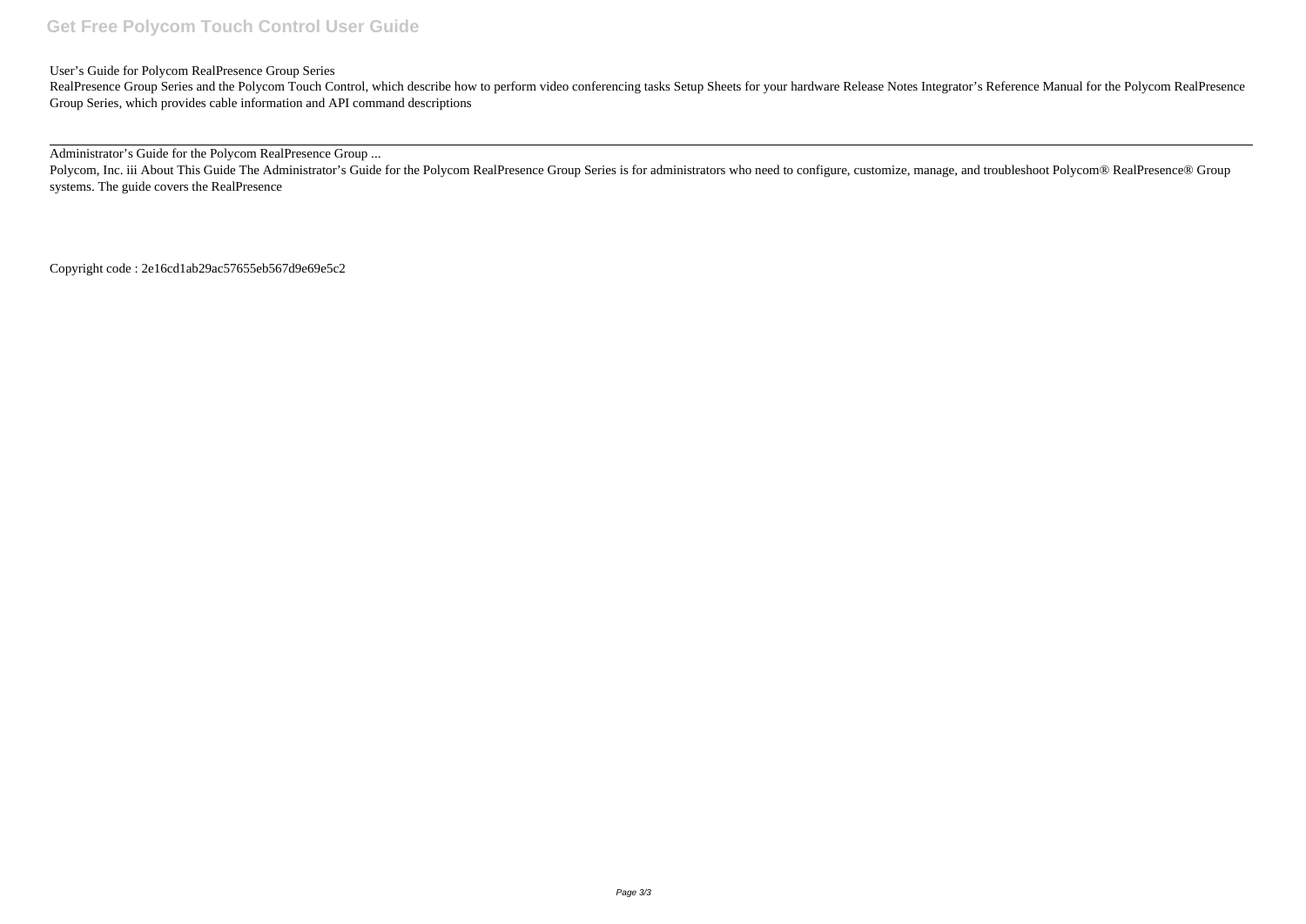User’s Guide for Polycom RealPresence Group Series

RealPresence Group Series and the Polycom Touch Control, which describe how to perform video conferencing tasks Setup Sheets for your hardware Release Notes Integrator’s Reference Manual for the Polycom RealPresence Group Series, which provides cable information and API command descriptions

---

Administrator’s Guide for the Polycom RealPresence Group ...

Polycom, Inc. iii About This Guide The Administrator’s Guide for the Polycom RealPresence Group Series is for administrators who need to configure, customize, manage, and troubleshoot Polycom® RealPresence® Group systems. The guide covers the RealPresence

Copyright code : 2e16cd1ab29ac57655eb567d9e69e5c2